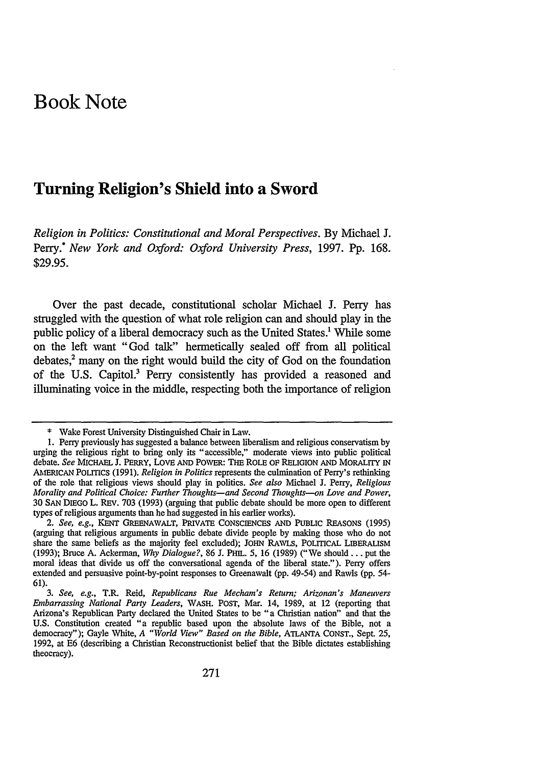# Book Note

## Turning Religion's Shield into a Sword

*Religion in Politics: Constitutional and Moral Perspectives*. By Michael J. Perry.* *New York and Oxford: Oxford University Press*, 1997. Pp. 168. $29.95.

Over the past decade, constitutional scholar Michael J. Perry has struggled with the question of what role religion can and should play in the public policy of a liberal democracy such as the United States.[1] While some on the left want "God talk" hermetically sealed off from all political debates,[2] many on the right would build the city of God on the foundation of the U.S. Capitol.[3] Perry consistently has provided a reasoned and illuminating voice in the middle, respecting both the importance of religion

---

\* Wake Forest University Distinguished Chair in Law.

1. Perry previously has suggested a balance between liberalism and religious conservatism by urging the religious right to bring only its "accessible," moderate views into public political debate. *See* MICHAEL J. PERRY, LOVE AND POWER: THE ROLE OF RELIGION AND MORALITY IN AMERICAN POLITICS (1991). *Religion in Politics* represents the culmination of Perry's rethinking of the role that religious views should play in politics. *See also* Michael J. Perry, *Religious Morality and Political Choice: Further Thoughts—and Second Thoughts—on Love and Power*, 30 SAN DIEGO L. REV. 703 (1993) (arguing that public debate should be more open to different types of religious arguments than he had suggested in his earlier works).

2. *See, e.g.*, KENT GREENAWALT, PRIVATE CONSCIENCES AND PUBLIC REASONS (1995) (arguing that religious arguments in public debate divide people by making those who do not share the same beliefs as the majority feel excluded); JOHN RAWLS, POLITICAL LIBERALISM (1993); Bruce A. Ackerman, *Why Dialogue?*, 86 J. PHIL. 5, 16 (1989) ("We should . . . put the moral ideas that divide us off the conversational agenda of the liberal state."). Perry offers extended and persuasive point-by-point responses to Greenawalt (pp. 49-54) and Rawls (pp. 54-61).

3. *See, e.g.*, T.R. Reid, *Republicans Rue Mecham's Return; Arizonan's Maneuvers Embarrassing National Party Leaders*, WASH. POST, Mar. 14, 1989, at 12 (reporting that Arizona's Republican Party declared the United States to be "a Christian nation" and that the U.S. Constitution created "a republic based upon the absolute laws of the Bible, not a democracy"); Gayle White, *A "World View" Based on the Bible*, ATLANTA CONST., Sept. 25, 1992, at E6 (describing a Christian Reconstructionist belief that the Bible dictates establishing theocracy).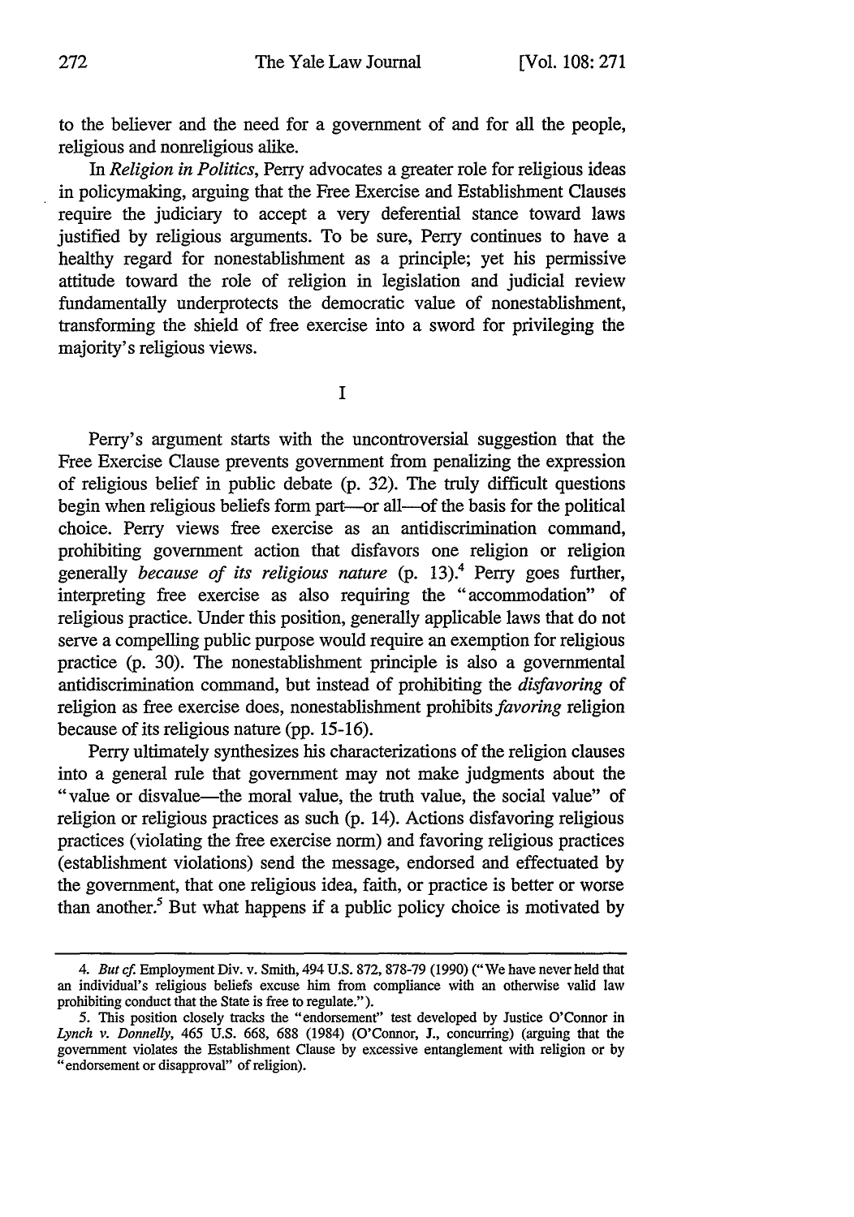to the believer and the need for a government of and for all the people, religious and nonreligious alike.

In *Religion in Politics*, Perry advocates a greater role for religious ideas in policymaking, arguing that the Free Exercise and Establishment Clauses require the judiciary to accept a very deferential stance toward laws justified by religious arguments. To be sure, Perry continues to have a healthy regard for nonestablishment as a principle; yet his permissive attitude toward the role of religion in legislation and judicial review fundamentally underprotects the democratic value of nonestablishment, transforming the shield of free exercise into a sword for privileging the majority's religious views.

I

Perry's argument starts with the uncontroversial suggestion that the Free Exercise Clause prevents government from penalizing the expression of religious belief in public debate (p. 32). The truly difficult questions begin when religious beliefs form part—or all—of the basis for the political choice. Perry views free exercise as an antidiscrimination command, prohibiting government action that disfavors one religion or religion generally *because of its religious nature* (p. 13).[4] Perry goes further, interpreting free exercise as also requiring the "accommodation" of religious practice. Under this position, generally applicable laws that do not serve a compelling public purpose would require an exemption for religious practice (p. 30). The nonestablishment principle is also a governmental antidiscrimination command, but instead of prohibiting the *disfavoring* of religion as free exercise does, nonestablishment prohibits *favoring* religion because of its religious nature (pp. 15-16).

Perry ultimately synthesizes his characterizations of the religion clauses into a general rule that government may not make judgments about the "value or disvalue—the moral value, the truth value, the social value" of religion or religious practices as such (p. 14). Actions disfavoring religious practices (violating the free exercise norm) and favoring religious practices (establishment violations) send the message, endorsed and effectuated by the government, that one religious idea, faith, or practice is better or worse than another.[5] But what happens if a public policy choice is motivated by

4. *But cf.* Employment Div. v. Smith, 494 U.S. 872, 878-79 (1990) ("We have never held that an individual's religious beliefs excuse him from compliance with an otherwise valid law prohibiting conduct that the State is free to regulate.").

5. This position closely tracks the "endorsement" test developed by Justice O'Connor in *Lynch v. Donnelly*, 465 U.S. 668, 688 (1984) (O'Connor, J., concurring) (arguing that the government violates the Establishment Clause by excessive entanglement with religion or by "endorsement or disapproval" of religion).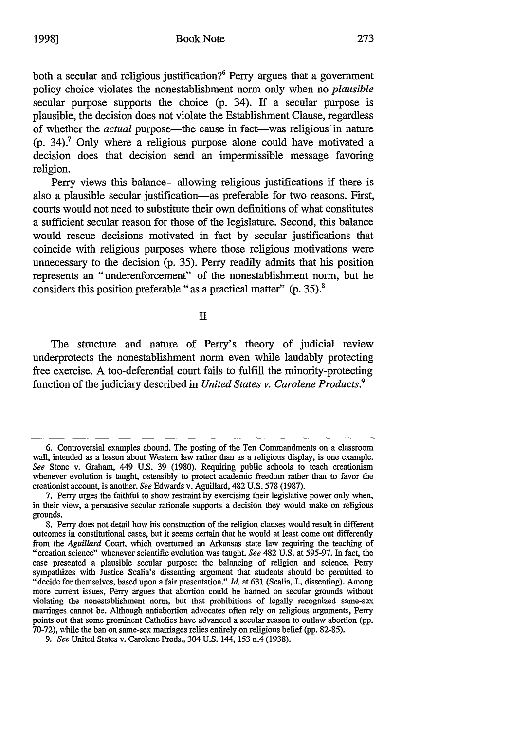both a secular and religious justification?[6] Perry argues that a government policy choice violates the nonestablishment norm only when no *plausible* secular purpose supports the choice (p. 34). If a secular purpose is plausible, the decision does not violate the Establishment Clause, regardless of whether the *actual* purpose—the cause in fact—was religious in nature (p. 34).[7] Only where a religious purpose alone could have motivated a decision does that decision send an impermissible message favoring religion.

Perry views this balance—allowing religious justifications if there is also a plausible secular justification—as preferable for two reasons. First, courts would not need to substitute their own definitions of what constitutes a sufficient secular reason for those of the legislature. Second, this balance would rescue decisions motivated in fact by secular justifications that coincide with religious purposes where those religious motivations were unnecessary to the decision (p. 35). Perry readily admits that his position represents an "underenforcement" of the nonestablishment norm, but he considers this position preferable "as a practical matter" (p. 35).[8]

## II

The structure and nature of Perry's theory of judicial review underprotects the nonestablishment norm even while laudably protecting free exercise. A too-deferential court fails to fulfill the minority-protecting function of the judiciary described in *United States v. Carolene Products*.[9]

---

6. Controversial examples abound. The posting of the Ten Commandments on a classroom wall, intended as a lesson about Western law rather than as a religious display, is one example. *See* Stone v. Graham, 449 U.S. 39 (1980). Requiring public schools to teach creationism whenever evolution is taught, ostensibly to protect academic freedom rather than to favor the creationist account, is another. *See* Edwards v. Aguillard, 482 U.S. 578 (1987).

7. Perry urges the faithful to show restraint by exercising their legislative power only when, in their view, a persuasive secular rationale supports a decision they would make on religious grounds.

8. Perry does not detail how his construction of the religion clauses would result in different outcomes in constitutional cases, but it seems certain that he would at least come out differently from the *Aguillard* Court, which overturned an Arkansas state law requiring the teaching of "creation science" whenever scientific evolution was taught. *See* 482 U.S. at 595-97. In fact, the case presented a plausible secular purpose: the balancing of religion and science. Perry sympathizes with Justice Scalia's dissenting argument that students should be permitted to "decide for themselves, based upon a fair presentation." *Id.* at 631 (Scalia, J., dissenting). Among more current issues, Perry argues that abortion could be banned on secular grounds without violating the nonestablishment norm, but that prohibitions of legally recognized same-sex marriages cannot be. Although antiabortion advocates often rely on religious arguments, Perry points out that some prominent Catholics have advanced a secular reason to outlaw abortion (pp. 70-72), while the ban on same-sex marriages relies entirely on religious belief (pp. 82-85).

9. *See* United States v. Carolene Prods., 304 U.S. 144, 153 n.4 (1938).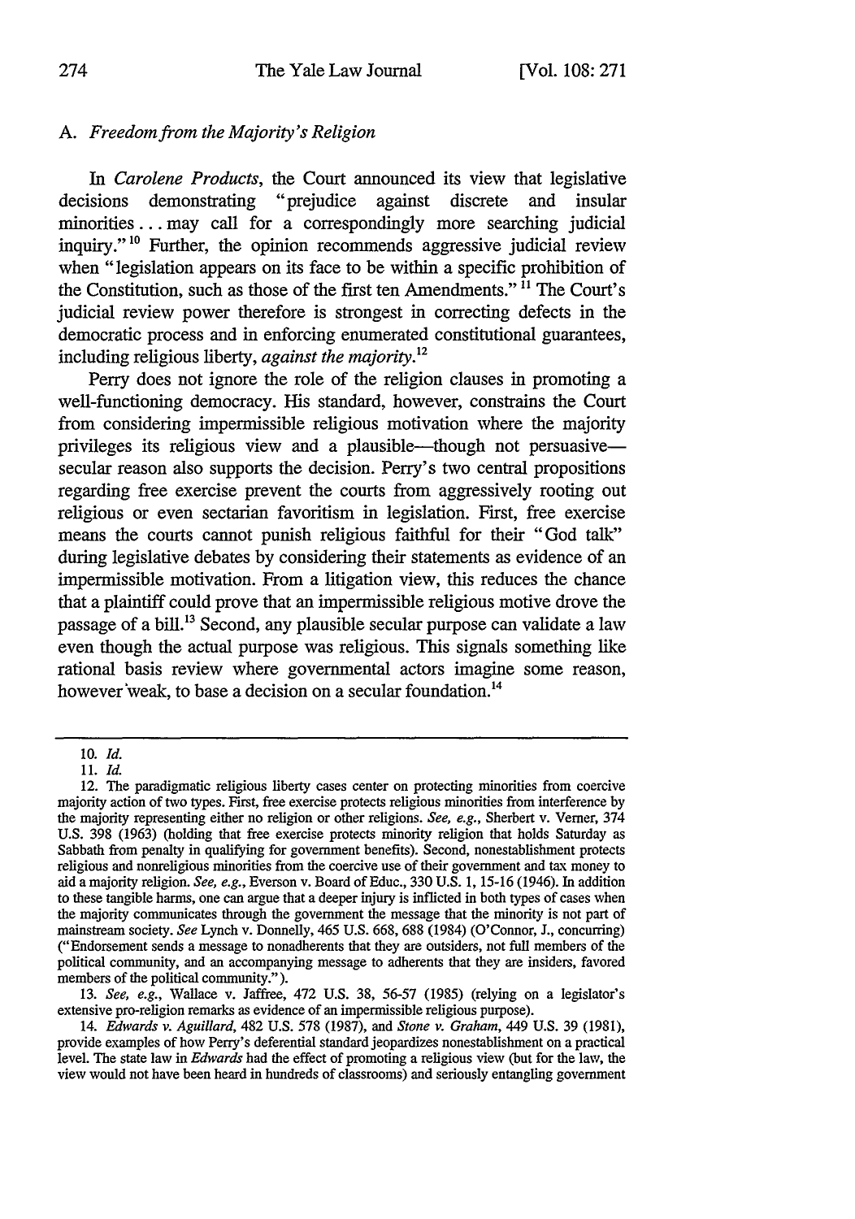### A. *Freedom from the Majority's Religion*

In *Carolene Products*, the Court announced its view that legislative decisions demonstrating "prejudice against discrete and insular minorities . . . may call for a correspondingly more searching judicial inquiry."[10] Further, the opinion recommends aggressive judicial review when "legislation appears on its face to be within a specific prohibition of the Constitution, such as those of the first ten Amendments."[11] The Court's judicial review power therefore is strongest in correcting defects in the democratic process and in enforcing enumerated constitutional guarantees, including religious liberty, *against the majority*.[12]

Perry does not ignore the role of the religion clauses in promoting a well-functioning democracy. His standard, however, constrains the Court from considering impermissible religious motivation where the majority privileges its religious view and a plausible—though not persuasive—secular reason also supports the decision. Perry's two central propositions regarding free exercise prevent the courts from aggressively rooting out religious or even sectarian favoritism in legislation. First, free exercise means the courts cannot punish religious faithful for their "God talk" during legislative debates by considering their statements as evidence of an impermissible motivation. From a litigation view, this reduces the chance that a plaintiff could prove that an impermissible religious motive drove the passage of a bill.[13] Second, any plausible secular purpose can validate a law even though the actual purpose was religious. This signals something like rational basis review where governmental actors imagine some reason, however weak, to base a decision on a secular foundation.[14]

---

10. *Id.*

11. *Id.*

12. The paradigmatic religious liberty cases center on protecting minorities from coercive majority action of two types. First, free exercise protects religious minorities from interference by the majority representing either no religion or other religions. *See, e.g.*, Sherbert v. Verner, 374 U.S. 398 (1963) (holding that free exercise protects minority religion that holds Saturday as Sabbath from penalty in qualifying for government benefits). Second, nonestablishment protects religious and nonreligious minorities from the coercive use of their government and tax money to aid a majority religion. *See, e.g.*, Everson v. Board of Educ., 330 U.S. 1, 15-16 (1946). In addition to these tangible harms, one can argue that a deeper injury is inflicted in both types of cases when the majority communicates through the government the message that the minority is not part of mainstream society. *See* Lynch v. Donnelly, 465 U.S. 668, 688 (1984) (O'Connor, J., concurring) ("Endorsement sends a message to nonadherents that they are outsiders, not full members of the political community, and an accompanying message to adherents that they are insiders, favored members of the political community.").

13. *See, e.g.*, Wallace v. Jaffree, 472 U.S. 38, 56-57 (1985) (relying on a legislator's extensive pro-religion remarks as evidence of an impermissible religious purpose).

14. *Edwards v. Aguillard*, 482 U.S. 578 (1987), and *Stone v. Graham*, 449 U.S. 39 (1981), provide examples of how Perry's deferential standard jeopardizes nonestablishment on a practical level. The state law in *Edwards* had the effect of promoting a religious view (but for the law, the view would not have been heard in hundreds of classrooms) and seriously entangling government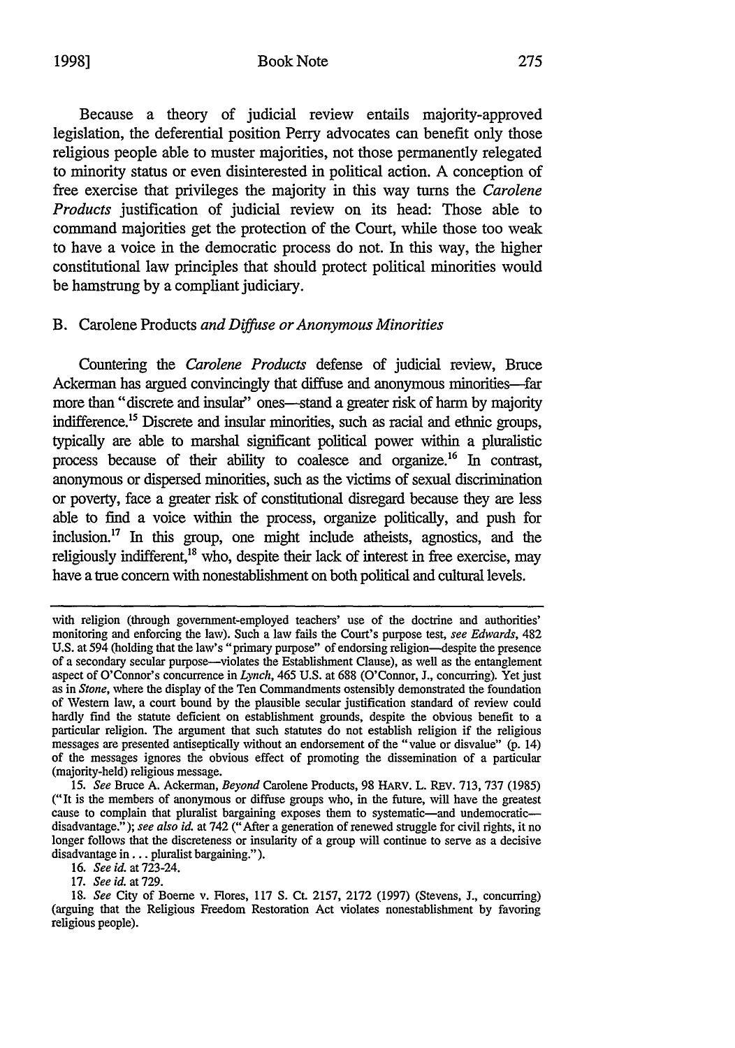Because a theory of judicial review entails majority-approved legislation, the deferential position Perry advocates can benefit only those religious people able to muster majorities, not those permanently relegated to minority status or even disinterested in political action. A conception of free exercise that privileges the majority in this way turns the *Carolene Products* justification of judicial review on its head: Those able to command majorities get the protection of the Court, while those too weak to have a voice in the democratic process do not. In this way, the higher constitutional law principles that should protect political minorities would be hamstrung by a compliant judiciary.

### B. *Carolene Products and Diffuse or Anonymous Minorities*

Countering the *Carolene Products* defense of judicial review, Bruce Ackerman has argued convincingly that diffuse and anonymous minorities—far more than "discrete and insular" ones—stand a greater risk of harm by majority indifference.[15] Discrete and insular minorities, such as racial and ethnic groups, typically are able to marshal significant political power within a pluralistic process because of their ability to coalesce and organize.[16] In contrast, anonymous or dispersed minorities, such as the victims of sexual discrimination or poverty, face a greater risk of constitutional disregard because they are less able to find a voice within the process, organize politically, and push for inclusion.[17] In this group, one might include atheists, agnostics, and the religiously indifferent,[18] who, despite their lack of interest in free exercise, may have a true concern with nonestablishment on both political and cultural levels.

---

with religion (through government-employed teachers' use of the doctrine and authorities' monitoring and enforcing the law). Such a law fails the Court's purpose test, *see Edwards*, 482 U.S. at 594 (holding that the law's "primary purpose" of endorsing religion—despite the presence of a secondary secular purpose—violates the Establishment Clause), as well as the entanglement aspect of O'Connor's concurrence in *Lynch*, 465 U.S. at 688 (O'Connor, J., concurring). Yet just as in *Stone*, where the display of the Ten Commandments ostensibly demonstrated the foundation of Western law, a court bound by the plausible secular justification standard of review could hardly find the statute deficient on establishment grounds, despite the obvious benefit to a particular religion. The argument that such statutes do not establish religion if the religious messages are presented antiseptically without an endorsement of the "value or disvalue" (p. 14) of the messages ignores the obvious effect of promoting the dissemination of a particular (majority-held) religious message.

15. *See* Bruce A. Ackerman, *Beyond* Carolene Products, 98 HARV. L. REV. 713, 737 (1985) ("It is the members of anonymous or diffuse groups who, in the future, will have the greatest cause to complain that pluralist bargaining exposes them to systematic—and undemocratic—disadvantage."); *see also id.* at 742 ("After a generation of renewed struggle for civil rights, it no longer follows that the discreteness or insularity of a group will continue to serve as a decisive disadvantage in . . . pluralist bargaining.").

16. *See id.* at 723-24.

17. *See id.* at 729.

18. *See* City of Boerne v. Flores, 117 S. Ct. 2157, 2172 (1997) (Stevens, J., concurring) (arguing that the Religious Freedom Restoration Act violates nonestablishment by favoring religious people).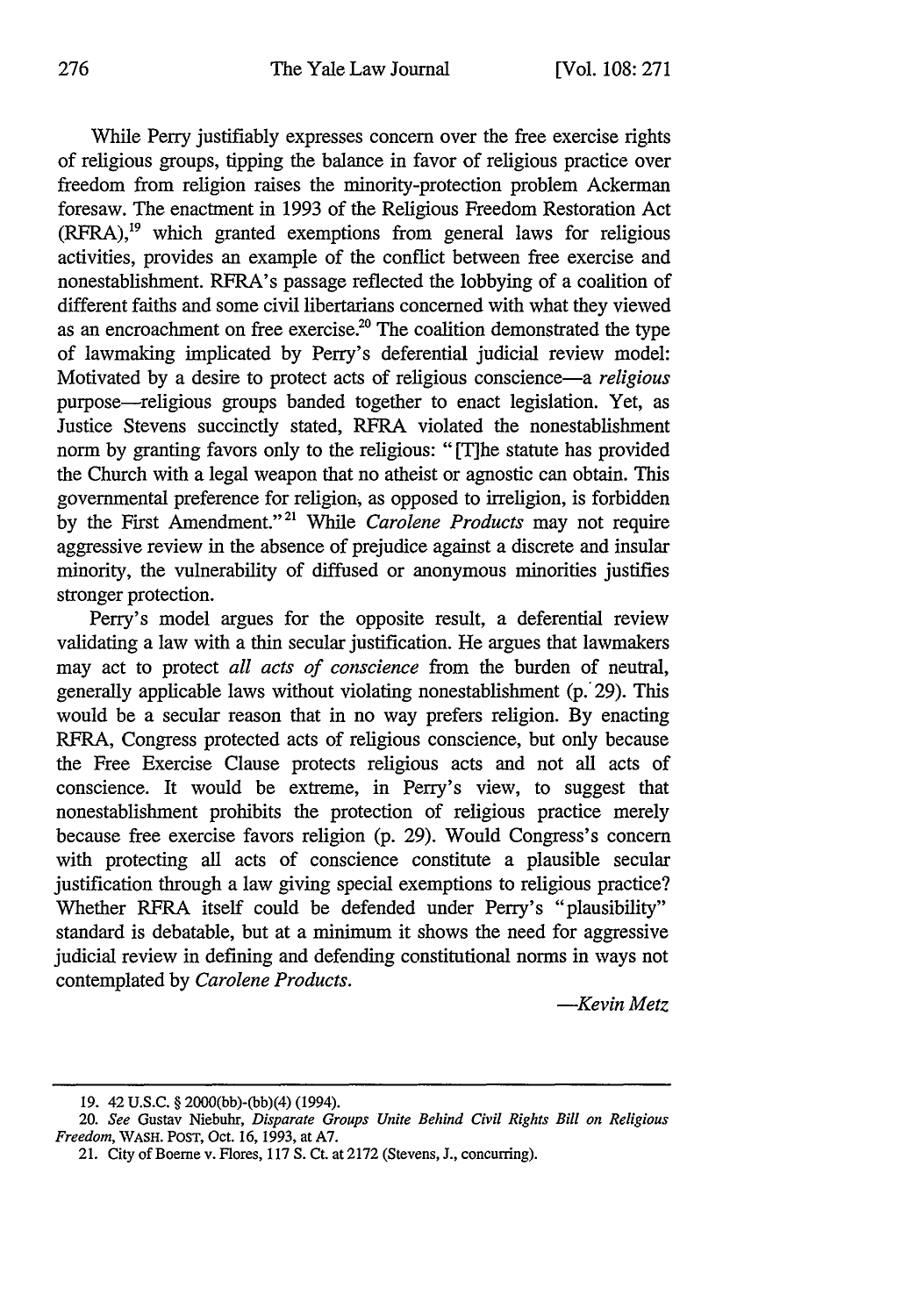While Perry justifiably expresses concern over the free exercise rights of religious groups, tipping the balance in favor of religious practice over freedom from religion raises the minority-protection problem Ackerman foresaw. The enactment in 1993 of the Religious Freedom Restoration Act (RFRA),[19] which granted exemptions from general laws for religious activities, provides an example of the conflict between free exercise and nonestablishment. RFRA's passage reflected the lobbying of a coalition of different faiths and some civil libertarians concerned with what they viewed as an encroachment on free exercise.[20] The coalition demonstrated the type of lawmaking implicated by Perry's deferential judicial review model: Motivated by a desire to protect acts of religious conscience—a *religious* purpose—religious groups banded together to enact legislation. Yet, as Justice Stevens succinctly stated, RFRA violated the nonestablishment norm by granting favors only to the religious: "[T]he statute has provided the Church with a legal weapon that no atheist or agnostic can obtain. This governmental preference for religion, as opposed to irreligion, is forbidden by the First Amendment."[21] While *Carolene Products* may not require aggressive review in the absence of prejudice against a discrete and insular minority, the vulnerability of diffused or anonymous minorities justifies stronger protection.

Perry's model argues for the opposite result, a deferential review validating a law with a thin secular justification. He argues that lawmakers may act to protect *all acts of conscience* from the burden of neutral, generally applicable laws without violating nonestablishment (p. 29). This would be a secular reason that in no way prefers religion. By enacting RFRA, Congress protected acts of religious conscience, but only because the Free Exercise Clause protects religious acts and not all acts of conscience. It would be extreme, in Perry's view, to suggest that nonestablishment prohibits the protection of religious practice merely because free exercise favors religion (p. 29). Would Congress's concern with protecting all acts of conscience constitute a plausible secular justification through a law giving special exemptions to religious practice? Whether RFRA itself could be defended under Perry's "plausibility" standard is debatable, but at a minimum it shows the need for aggressive judicial review in defining and defending constitutional norms in ways not contemplated by *Carolene Products*.

—*Kevin Metz*

---

19. 42 U.S.C. § 2000(bb)-(bb)(4) (1994).

20. *See* Gustav Niebuhr, *Disparate Groups Unite Behind Civil Rights Bill on Religious Freedom*, WASH. POST, Oct. 16, 1993, at A7.

21. City of Boerne v. Flores, 117 S. Ct. at 2172 (Stevens, J., concurring).